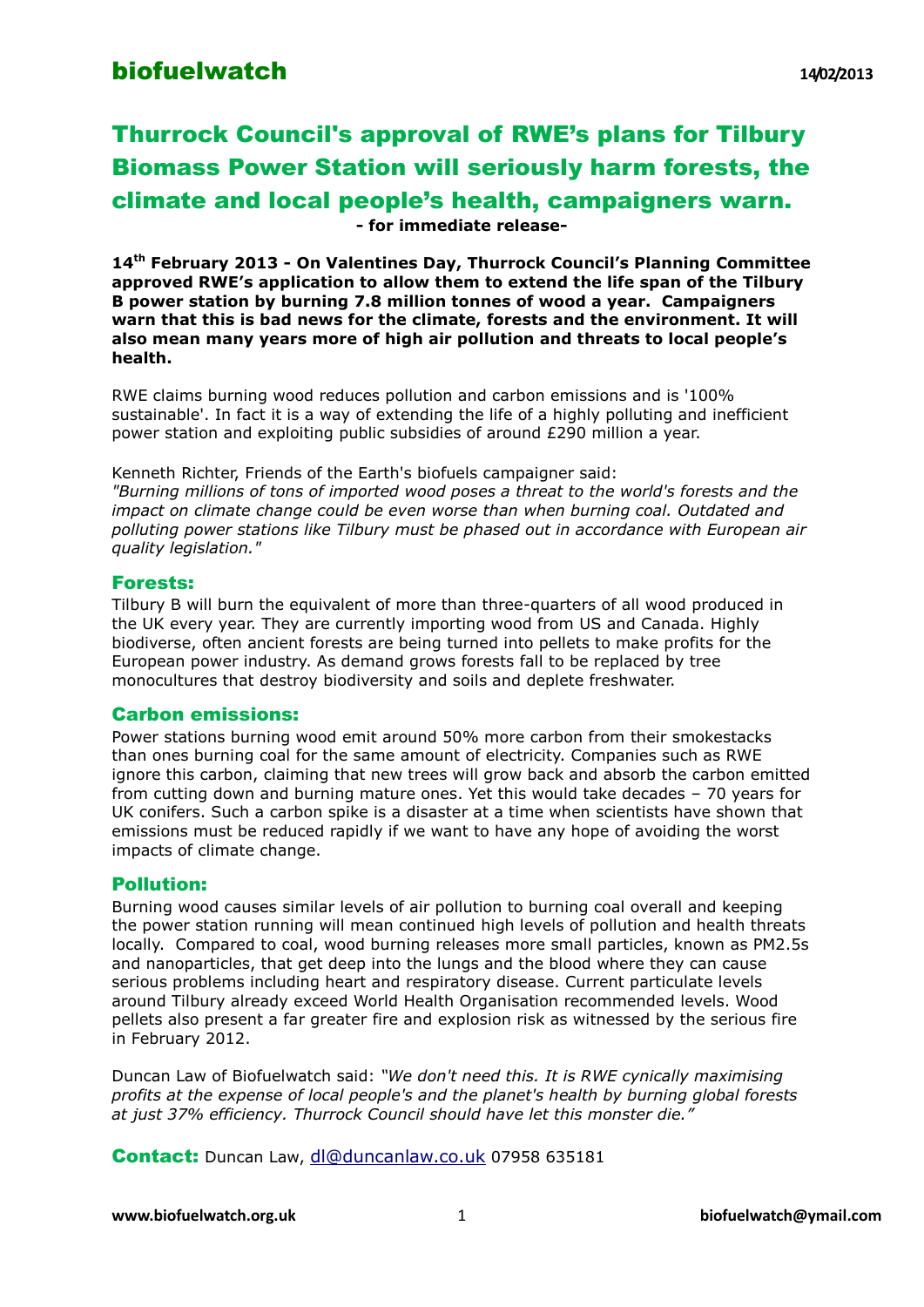**biofuelwatch** 14/02/2013

# Thurrock Council's approval of RWE's plans for Tilbury Biomass Power Station will seriously harm forests, the climate and local people's health, campaigners warn.

**- for immediate release-**

**14th February 2013 - On Valentines Day, Thurrock Council's Planning Committee approved RWE's application to allow them to extend the life span of the Tilbury B power station by burning 7.8 million tonnes of wood a year. Campaigners warn that this is bad news for the climate, forests and the environment. It will also mean many years more of high air pollution and threats to local people's health.**

RWE claims burning wood reduces pollution and carbon emissions and is '100% sustainable'. In fact it is a way of extending the life of a highly polluting and inefficient power station and exploiting public subsidies of around £290 million a year.

Kenneth Richter, Friends of the Earth's biofuels campaigner said:
*"Burning millions of tons of imported wood poses a threat to the world's forests and the impact on climate change could be even worse than when burning coal. Outdated and polluting power stations like Tilbury must be phased out in accordance with European air quality legislation."*

## Forests:

Tilbury B will burn the equivalent of more than three-quarters of all wood produced in the UK every year. They are currently importing wood from US and Canada. Highly biodiverse, often ancient forests are being turned into pellets to make profits for the European power industry. As demand grows forests fall to be replaced by tree monocultures that destroy biodiversity and soils and deplete freshwater.

## Carbon emissions:

Power stations burning wood emit around 50% more carbon from their smokestacks than ones burning coal for the same amount of electricity. Companies such as RWE ignore this carbon, claiming that new trees will grow back and absorb the carbon emitted from cutting down and burning mature ones. Yet this would take decades – 70 years for UK conifers. Such a carbon spike is a disaster at a time when scientists have shown that emissions must be reduced rapidly if we want to have any hope of avoiding the worst impacts of climate change.

## Pollution:

Burning wood causes similar levels of air pollution to burning coal overall and keeping the power station running will mean continued high levels of pollution and health threats locally. Compared to coal, wood burning releases more small particles, known as PM2.5s and nanoparticles, that get deep into the lungs and the blood where they can cause serious problems including heart and respiratory disease. Current particulate levels around Tilbury already exceed World Health Organisation recommended levels. Wood pellets also present a far greater fire and explosion risk as witnessed by the serious fire in February 2012.

Duncan Law of Biofuelwatch said: *"We don't need this. It is RWE cynically maximising profits at the expense of local people's and the planet's health by burning global forests at just 37% efficiency. Thurrock Council should have let this monster die."*

**Contact:** Duncan Law, dl@duncanlaw.co.uk 07958 635181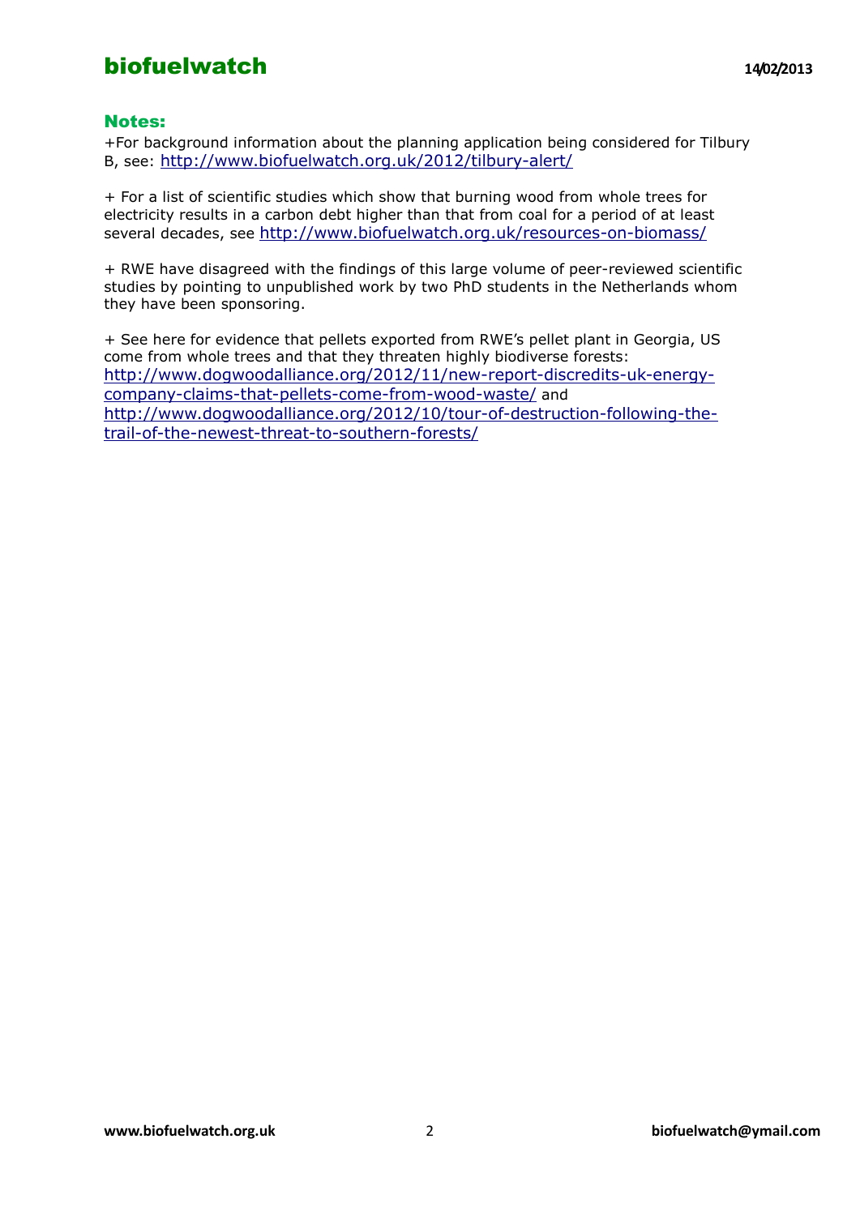## Notes:

+For background information about the planning application being considered for Tilbury B, see: http://www.biofuelwatch.org.uk/2012/tilbury-alert/

+ For a list of scientific studies which show that burning wood from whole trees for electricity results in a carbon debt higher than that from coal for a period of at least several decades, see http://www.biofuelwatch.org.uk/resources-on-biomass/

+ RWE have disagreed with the findings of this large volume of peer-reviewed scientific studies by pointing to unpublished work by two PhD students in the Netherlands whom they have been sponsoring.

+ See here for evidence that pellets exported from RWE's pellet plant in Georgia, US come from whole trees and that they threaten highly biodiverse forests: http://www.dogwoodalliance.org/2012/11/new-report-discredits-uk-energy-company-claims-that-pellets-come-from-wood-waste/ and http://www.dogwoodalliance.org/2012/10/tour-of-destruction-following-the-trail-of-the-newest-threat-to-southern-forests/